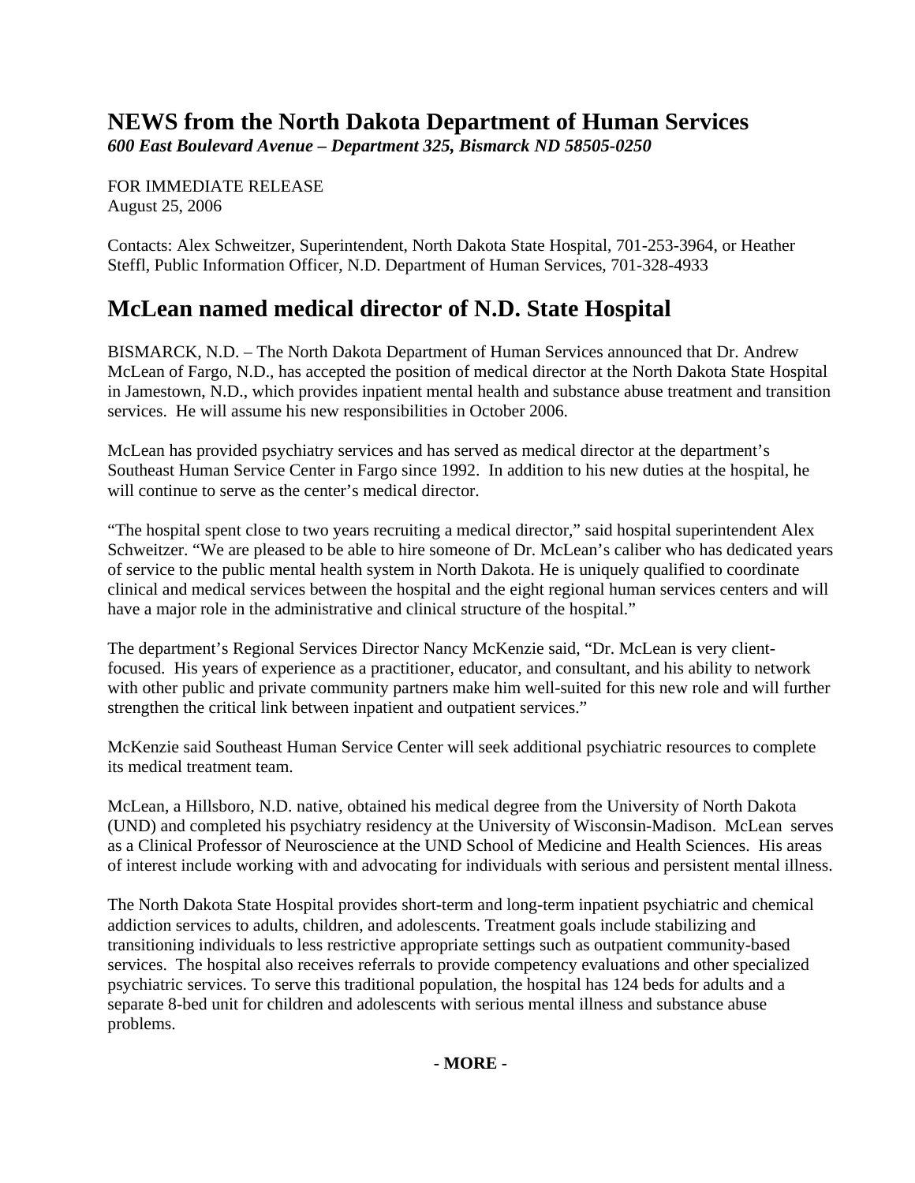# NEWS from the North Dakota Department of Human Services

***600 East Boulevard Avenue – Department 325, Bismarck ND 58505-0250***

FOR IMMEDIATE RELEASE
August 25, 2006

Contacts: Alex Schweitzer, Superintendent, North Dakota State Hospital, 701-253-3964, or Heather Steffl, Public Information Officer, N.D. Department of Human Services, 701-328-4933

## McLean named medical director of N.D. State Hospital

BISMARCK, N.D. – The North Dakota Department of Human Services announced that Dr. Andrew McLean of Fargo, N.D., has accepted the position of medical director at the North Dakota State Hospital in Jamestown, N.D., which provides inpatient mental health and substance abuse treatment and transition services. He will assume his new responsibilities in October 2006.

McLean has provided psychiatry services and has served as medical director at the department's Southeast Human Service Center in Fargo since 1992. In addition to his new duties at the hospital, he will continue to serve as the center's medical director.

"The hospital spent close to two years recruiting a medical director," said hospital superintendent Alex Schweitzer. "We are pleased to be able to hire someone of Dr. McLean's caliber who has dedicated years of service to the public mental health system in North Dakota. He is uniquely qualified to coordinate clinical and medical services between the hospital and the eight regional human services centers and will have a major role in the administrative and clinical structure of the hospital."

The department's Regional Services Director Nancy McKenzie said, "Dr. McLean is very client-focused. His years of experience as a practitioner, educator, and consultant, and his ability to network with other public and private community partners make him well-suited for this new role and will further strengthen the critical link between inpatient and outpatient services."

McKenzie said Southeast Human Service Center will seek additional psychiatric resources to complete its medical treatment team.

McLean, a Hillsboro, N.D. native, obtained his medical degree from the University of North Dakota (UND) and completed his psychiatry residency at the University of Wisconsin-Madison. McLean serves as a Clinical Professor of Neuroscience at the UND School of Medicine and Health Sciences. His areas of interest include working with and advocating for individuals with serious and persistent mental illness.

The North Dakota State Hospital provides short-term and long-term inpatient psychiatric and chemical addiction services to adults, children, and adolescents. Treatment goals include stabilizing and transitioning individuals to less restrictive appropriate settings such as outpatient community-based services. The hospital also receives referrals to provide competency evaluations and other specialized psychiatric services. To serve this traditional population, the hospital has 124 beds for adults and a separate 8-bed unit for children and adolescents with serious mental illness and substance abuse problems.

**- MORE -**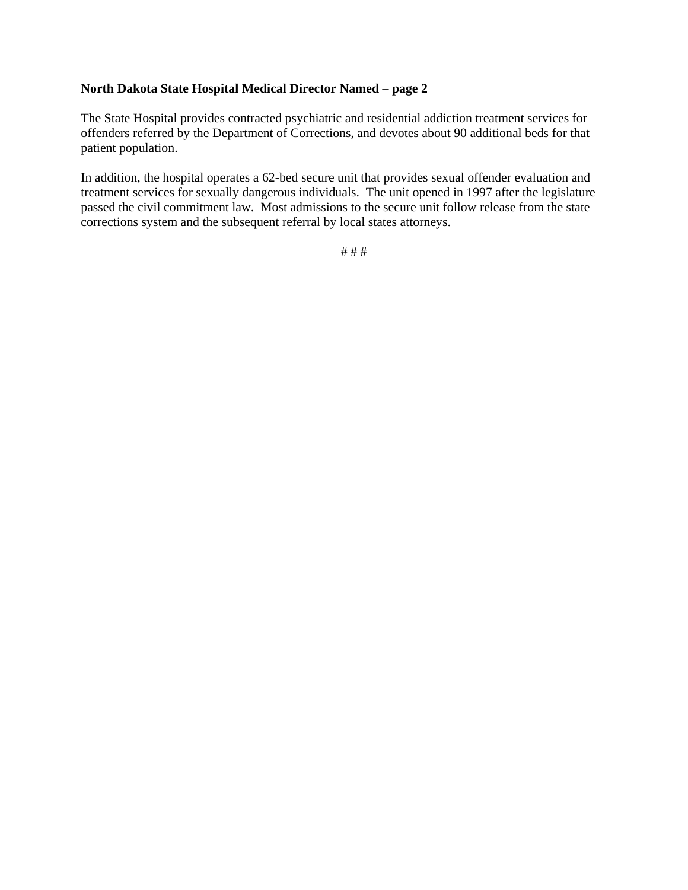**North Dakota State Hospital Medical Director Named – page 2**

The State Hospital provides contracted psychiatric and residential addiction treatment services for offenders referred by the Department of Corrections, and devotes about 90 additional beds for that patient population.

In addition, the hospital operates a 62-bed secure unit that provides sexual offender evaluation and treatment services for sexually dangerous individuals. The unit opened in 1997 after the legislature passed the civil commitment law. Most admissions to the secure unit follow release from the state corrections system and the subsequent referral by local states attorneys.

# # #